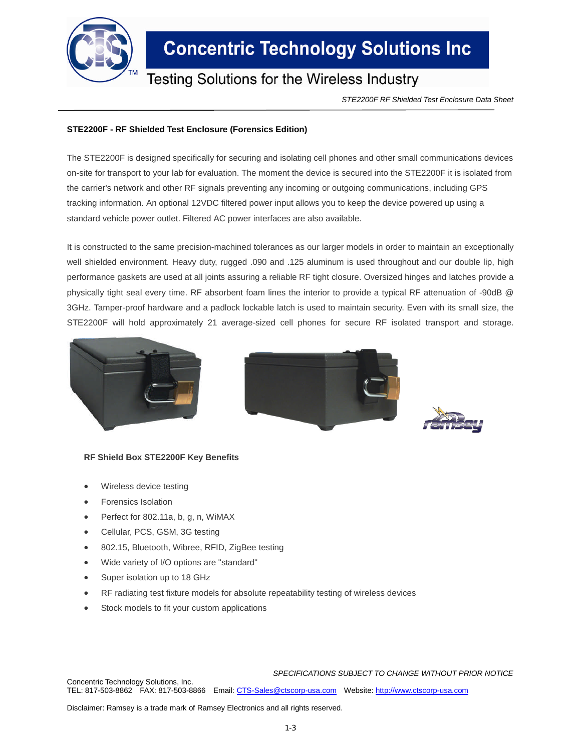# Concentric Technology Solutions Inc

Testing Solutions for the Wireless Industry

*STE2200F RF Shielded Test Enclosure Data Sheet*

**STE2200F - RF Shielded Test Enclosure (Forensics Edition)**

The STE2200F is designed specifically for securing and isolating cell phones and other small communications devices on-site for transport to your lab for evaluation. The moment the device is secured into the STE2200F it is isolated from the carrier's network and other RF signals preventing any incoming or outgoing communications, including GPS tracking information. An optional 12VDC filtered power input allows you to keep the device powered up using a standard vehicle power outlet. Filtered AC power interfaces are also available.

It is constructed to the same precision-machined tolerances as our larger models in order to maintain an exceptionally well shielded environment. Heavy duty, rugged .090 and .125 aluminum is used throughout and our double lip, high performance gaskets are used at all joints assuring a reliable RF tight closure. Oversized hinges and latches provide a physically tight seal every time. RF absorbent foam lines the interior to provide a typical RF attenuation of -90dB @ 3GHz. Tamper-proof hardware and a padlock lockable latch is used to maintain security. Even with its small size, the STE2200F will hold approximately 21 average-sized cell phones for secure RF isolated transport and storage.

**RF Shield Box STE2200F Key Benefits**

- Wireless device testing
- Forensics Isolation
- Perfect for 802.11a, b, g, n, WiMAX
- Cellular, PCS, GSM, 3G testing
- 802.15, Bluetooth, Wibree, RFID, ZigBee testing
- Wide variety of I/O options are "standard"
- Super isolation up to 18 GHz
- RF radiating test fixture models for absolute repeatability testing of wireless devices
- Stock models to fit your custom applications

*SPECIFICATIONS SUBJECT TO CHANGE WITHOUT PRIOR NOTICE*

Concentric Technology Solutions, Inc.
TEL: 817-503-8862 FAX: 817-503-8866 Email: CTS-Sales@ctscorp-usa.com Website: http://www.ctscorp-usa.com

Disclaimer: Ramsey is a trade mark of Ramsey Electronics and all rights reserved.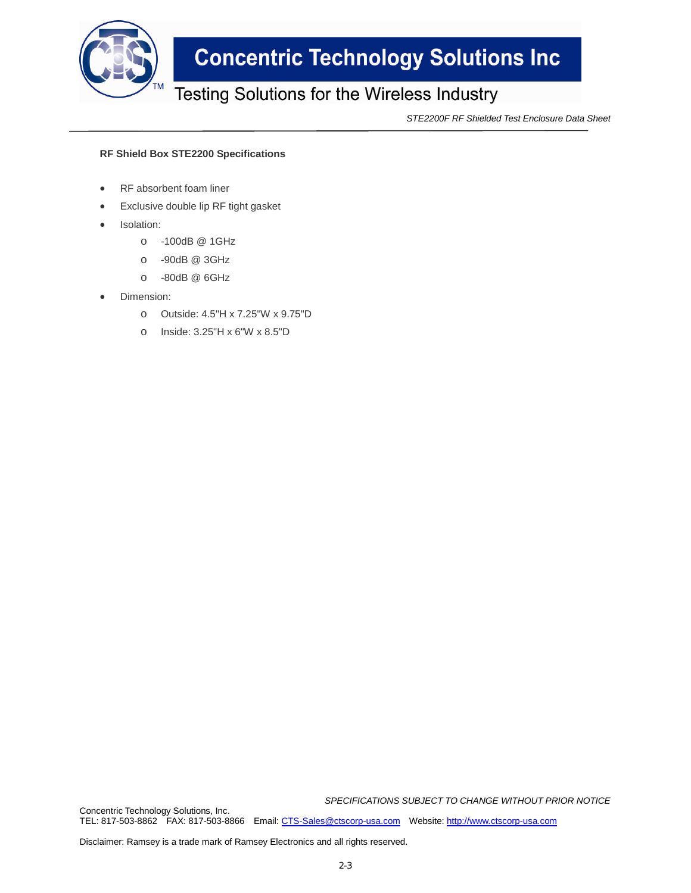**RF Shield Box STE2200 Specifications**

- RF absorbent foam liner
- Exclusive double lip RF tight gasket
- Isolation:
  - -100dB @ 1GHz
  - -90dB @ 3GHz
  - -80dB @ 6GHz
- Dimension:
  - Outside: 4.5"H x 7.25"W x 9.75"D
  - Inside: 3.25"H x 6"W x 8.5"D

*SPECIFICATIONS SUBJECT TO CHANGE WITHOUT PRIOR NOTICE*

Concentric Technology Solutions, Inc.
TEL: 817-503-8862 FAX: 817-503-8866 Email: CTS-Sales@ctscorp-usa.com Website: http://www.ctscorp-usa.com

Disclaimer: Ramsey is a trade mark of Ramsey Electronics and all rights reserved.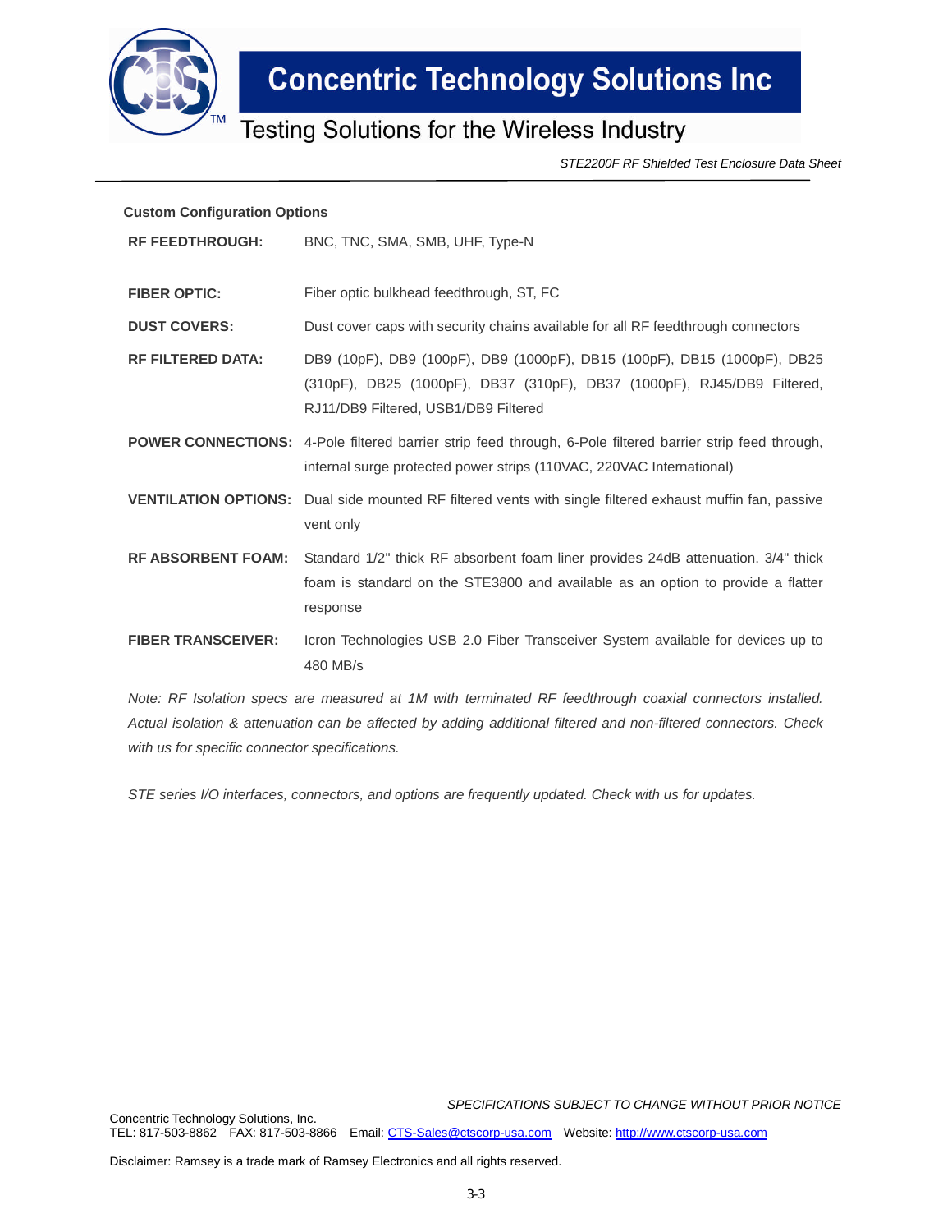**Custom Configuration Options**

| | |
|---|---|
| **RF FEEDTHROUGH:** | BNC, TNC, SMA, SMB, UHF, Type-N |
| **FIBER OPTIC:** | Fiber optic bulkhead feedthrough, ST, FC |
| **DUST COVERS:** | Dust cover caps with security chains available for all RF feedthrough connectors |
| **RF FILTERED DATA:** | DB9 (10pF), DB9 (100pF), DB9 (1000pF), DB15 (100pF), DB15 (1000pF), DB25 (310pF), DB25 (1000pF), DB37 (310pF), DB37 (1000pF), RJ45/DB9 Filtered, RJ11/DB9 Filtered, USB1/DB9 Filtered |
| **POWER CONNECTIONS:** | 4-Pole filtered barrier strip feed through, 6-Pole filtered barrier strip feed through, internal surge protected power strips (110VAC, 220VAC International) |
| **VENTILATION OPTIONS:** | Dual side mounted RF filtered vents with single filtered exhaust muffin fan, passive vent only |
| **RF ABSORBENT FOAM:** | Standard 1/2" thick RF absorbent foam liner provides 24dB attenuation. 3/4" thick foam is standard on the STE3800 and available as an option to provide a flatter response |
| **FIBER TRANSCEIVER:** | Icron Technologies USB 2.0 Fiber Transceiver System available for devices up to 480 MB/s |

*Note: RF Isolation specs are measured at 1M with terminated RF feedthrough coaxial connectors installed. Actual isolation & attenuation can be affected by adding additional filtered and non-filtered connectors. Check with us for specific connector specifications.*

*STE series I/O interfaces, connectors, and options are frequently updated. Check with us for updates.*

*SPECIFICATIONS SUBJECT TO CHANGE WITHOUT PRIOR NOTICE*

Concentric Technology Solutions, Inc.
TEL: 817-503-8862 FAX: 817-503-8866 Email: CTS-Sales@ctscorp-usa.com Website: http://www.ctscorp-usa.com

Disclaimer: Ramsey is a trade mark of Ramsey Electronics and all rights reserved.